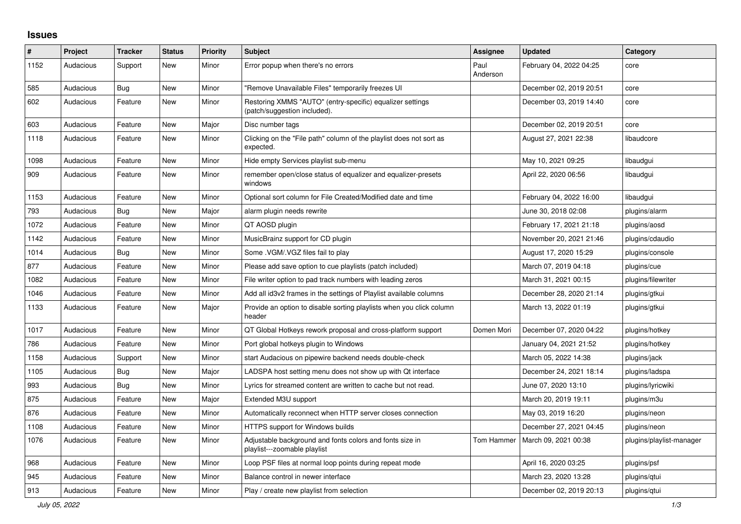# Issues

| # | Project | Tracker | Status | Priority | Subject | Assignee | Updated | Category |
|---|---|---|---|---|---|---|---|---|
| 1152 | Audacious | Support | New | Minor | Error popup when there's no errors | Paul Anderson | February 04, 2022 04:25 | core |
| 585 | Audacious | Bug | New | Minor | "Remove Unavailable Files" temporarily freezes UI | | December 02, 2019 20:51 | core |
| 602 | Audacious | Feature | New | Minor | Restoring XMMS "AUTO" (entry-specific) equalizer settings (patch/suggestion included). | | December 03, 2019 14:40 | core |
| 603 | Audacious | Feature | New | Major | Disc number tags | | December 02, 2019 20:51 | core |
| 1118 | Audacious | Feature | New | Minor | Clicking on the "File path" column of the playlist does not sort as expected. | | August 27, 2021 22:38 | libaudcore |
| 1098 | Audacious | Feature | New | Minor | Hide empty Services playlist sub-menu | | May 10, 2021 09:25 | libaudgui |
| 909 | Audacious | Feature | New | Minor | remember open/close status of equalizer and equalizer-presets windows | | April 22, 2020 06:56 | libaudgui |
| 1153 | Audacious | Feature | New | Minor | Optional sort column for File Created/Modified date and time | | February 04, 2022 16:00 | libaudgui |
| 793 | Audacious | Bug | New | Major | alarm plugin needs rewrite | | June 30, 2018 02:08 | plugins/alarm |
| 1072 | Audacious | Feature | New | Minor | QT AOSD plugin | | February 17, 2021 21:18 | plugins/aosd |
| 1142 | Audacious | Feature | New | Minor | MusicBrainz support for CD plugin | | November 20, 2021 21:46 | plugins/cdaudio |
| 1014 | Audacious | Bug | New | Minor | Some .VGM/.VGZ files fail to play | | August 17, 2020 15:29 | plugins/console |
| 877 | Audacious | Feature | New | Minor | Please add save option to cue playlists (patch included) | | March 07, 2019 04:18 | plugins/cue |
| 1082 | Audacious | Feature | New | Minor | File writer option to pad track numbers with leading zeros | | March 31, 2021 00:15 | plugins/filewriter |
| 1046 | Audacious | Feature | New | Minor | Add all id3v2 frames in the settings of Playlist available columns | | December 28, 2020 21:14 | plugins/gtkui |
| 1133 | Audacious | Feature | New | Major | Provide an option to disable sorting playlists when you click column header | | March 13, 2022 01:19 | plugins/gtkui |
| 1017 | Audacious | Feature | New | Minor | QT Global Hotkeys rework proposal and cross-platform support | Domen Mori | December 07, 2020 04:22 | plugins/hotkey |
| 786 | Audacious | Feature | New | Minor | Port global hotkeys plugin to Windows | | January 04, 2021 21:52 | plugins/hotkey |
| 1158 | Audacious | Support | New | Minor | start Audacious on pipewire backend needs double-check | | March 05, 2022 14:38 | plugins/jack |
| 1105 | Audacious | Bug | New | Major | LADSPA host setting menu does not show up with Qt interface | | December 24, 2021 18:14 | plugins/ladspa |
| 993 | Audacious | Bug | New | Minor | Lyrics for streamed content are written to cache but not read. | | June 07, 2020 13:10 | plugins/lyricwiki |
| 875 | Audacious | Feature | New | Major | Extended M3U support | | March 20, 2019 19:11 | plugins/m3u |
| 876 | Audacious | Feature | New | Minor | Automatically reconnect when HTTP server closes connection | | May 03, 2019 16:20 | plugins/neon |
| 1108 | Audacious | Feature | New | Minor | HTTPS support for Windows builds | | December 27, 2021 04:45 | plugins/neon |
| 1076 | Audacious | Feature | New | Minor | Adjustable background and fonts colors and fonts size in playlist---zoomable playlist | Tom Hammer | March 09, 2021 00:38 | plugins/playlist-manager |
| 968 | Audacious | Feature | New | Minor | Loop PSF files at normal loop points during repeat mode | | April 16, 2020 03:25 | plugins/psf |
| 945 | Audacious | Feature | New | Minor | Balance control in newer interface | | March 23, 2020 13:28 | plugins/qtui |
| 913 | Audacious | Feature | New | Minor | Play / create new playlist from selection | | December 02, 2019 20:13 | plugins/qtui |

*July 05, 2022*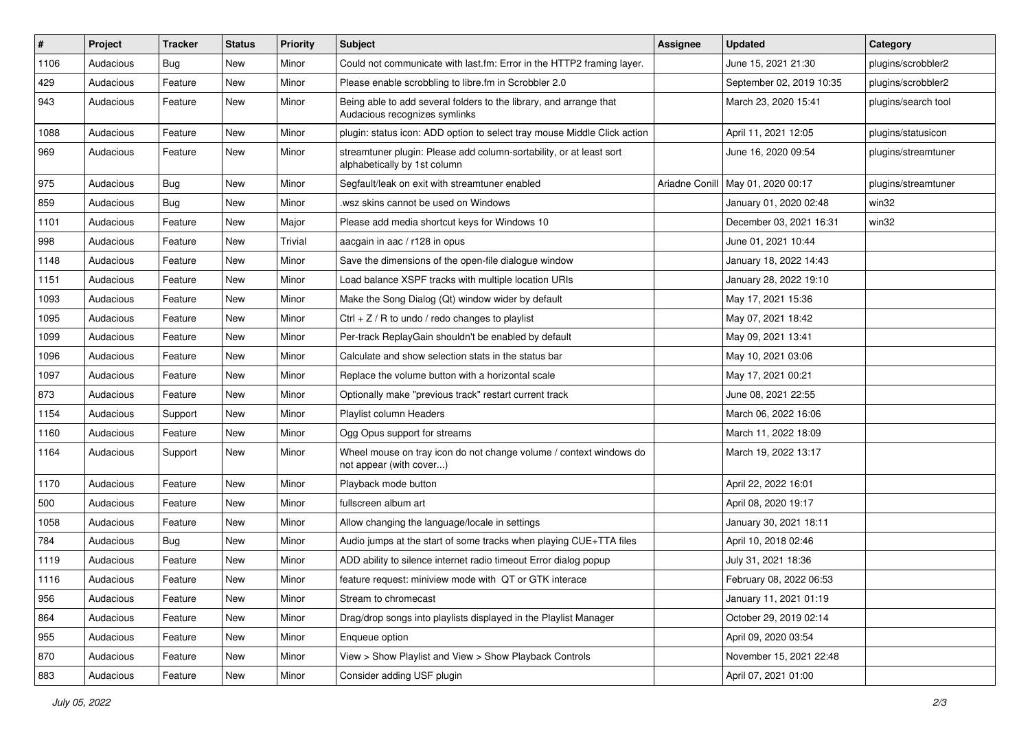| # | Project | Tracker | Status | Priority | Subject | Assignee | Updated | Category |
|---|---|---|---|---|---|---|---|---|
| 1106 | Audacious | Bug | New | Minor | Could not communicate with last.fm: Error in the HTTP2 framing layer. | | June 15, 2021 21:30 | plugins/scrobbler2 |
| 429 | Audacious | Feature | New | Minor | Please enable scrobbling to libre.fm in Scrobbler 2.0 | | September 02, 2019 10:35 | plugins/scrobbler2 |
| 943 | Audacious | Feature | New | Minor | Being able to add several folders to the library, and arrange that Audacious recognizes symlinks | | March 23, 2020 15:41 | plugins/search tool |
| 1088 | Audacious | Feature | New | Minor | plugin: status icon: ADD option to select tray mouse Middle Click action | | April 11, 2021 12:05 | plugins/statusicon |
| 969 | Audacious | Feature | New | Minor | streamtuner plugin: Please add column-sortability, or at least sort alphabetically by 1st column | | June 16, 2020 09:54 | plugins/streamtuner |
| 975 | Audacious | Bug | New | Minor | Segfault/leak on exit with streamtuner enabled | Ariadne Conill | May 01, 2020 00:17 | plugins/streamtuner |
| 859 | Audacious | Bug | New | Minor | .wsz skins cannot be used on Windows | | January 01, 2020 02:48 | win32 |
| 1101 | Audacious | Feature | New | Major | Please add media shortcut keys for Windows 10 | | December 03, 2021 16:31 | win32 |
| 998 | Audacious | Feature | New | Trivial | aacgain in aac / r128 in opus | | June 01, 2021 10:44 | |
| 1148 | Audacious | Feature | New | Minor | Save the dimensions of the open-file dialogue window | | January 18, 2022 14:43 | |
| 1151 | Audacious | Feature | New | Minor | Load balance XSPF tracks with multiple location URIs | | January 28, 2022 19:10 | |
| 1093 | Audacious | Feature | New | Minor | Make the Song Dialog (Qt) window wider by default | | May 17, 2021 15:36 | |
| 1095 | Audacious | Feature | New | Minor | Ctrl + Z / R to undo / redo changes to playlist | | May 07, 2021 18:42 | |
| 1099 | Audacious | Feature | New | Minor | Per-track ReplayGain shouldn't be enabled by default | | May 09, 2021 13:41 | |
| 1096 | Audacious | Feature | New | Minor | Calculate and show selection stats in the status bar | | May 10, 2021 03:06 | |
| 1097 | Audacious | Feature | New | Minor | Replace the volume button with a horizontal scale | | May 17, 2021 00:21 | |
| 873 | Audacious | Feature | New | Minor | Optionally make "previous track" restart current track | | June 08, 2021 22:55 | |
| 1154 | Audacious | Support | New | Minor | Playlist column Headers | | March 06, 2022 16:06 | |
| 1160 | Audacious | Feature | New | Minor | Ogg Opus support for streams | | March 11, 2022 18:09 | |
| 1164 | Audacious | Support | New | Minor | Wheel mouse on tray icon do not change volume / context windows do not appear (with cover...) | | March 19, 2022 13:17 | |
| 1170 | Audacious | Feature | New | Minor | Playback mode button | | April 22, 2022 16:01 | |
| 500 | Audacious | Feature | New | Minor | fullscreen album art | | April 08, 2020 19:17 | |
| 1058 | Audacious | Feature | New | Minor | Allow changing the language/locale in settings | | January 30, 2021 18:11 | |
| 784 | Audacious | Bug | New | Minor | Audio jumps at the start of some tracks when playing CUE+TTA files | | April 10, 2018 02:46 | |
| 1119 | Audacious | Feature | New | Minor | ADD ability to silence internet radio timeout Error dialog popup | | July 31, 2021 18:36 | |
| 1116 | Audacious | Feature | New | Minor | feature request: miniview mode with QT or GTK interace | | February 08, 2022 06:53 | |
| 956 | Audacious | Feature | New | Minor | Stream to chromecast | | January 11, 2021 01:19 | |
| 864 | Audacious | Feature | New | Minor | Drag/drop songs into playlists displayed in the Playlist Manager | | October 29, 2019 02:14 | |
| 955 | Audacious | Feature | New | Minor | Enqueue option | | April 09, 2020 03:54 | |
| 870 | Audacious | Feature | New | Minor | View > Show Playlist and View > Show Playback Controls | | November 15, 2021 22:48 | |
| 883 | Audacious | Feature | New | Minor | Consider adding USF plugin | | April 07, 2021 01:00 | |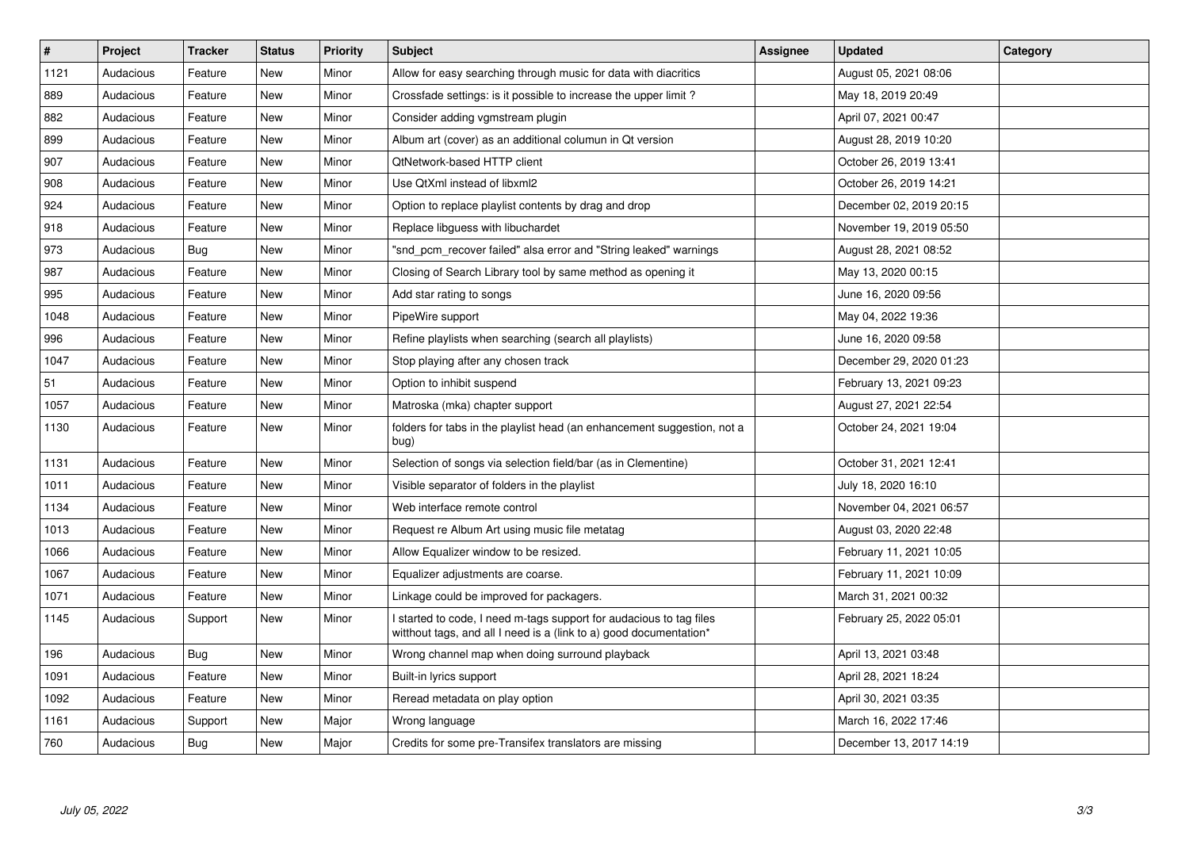| # | Project | Tracker | Status | Priority | Subject | Assignee | Updated | Category |
|---|---|---|---|---|---|---|---|---|
| 1121 | Audacious | Feature | New | Minor | Allow for easy searching through music for data with diacritics | | August 05, 2021 08:06 | |
| 889 | Audacious | Feature | New | Minor | Crossfade settings: is it possible to increase the upper limit ? | | May 18, 2019 20:49 | |
| 882 | Audacious | Feature | New | Minor | Consider adding vgmstream plugin | | April 07, 2021 00:47 | |
| 899 | Audacious | Feature | New | Minor | Album art (cover) as an additional columun in Qt version | | August 28, 2019 10:20 | |
| 907 | Audacious | Feature | New | Minor | QtNetwork-based HTTP client | | October 26, 2019 13:41 | |
| 908 | Audacious | Feature | New | Minor | Use QtXml instead of libxml2 | | October 26, 2019 14:21 | |
| 924 | Audacious | Feature | New | Minor | Option to replace playlist contents by drag and drop | | December 02, 2019 20:15 | |
| 918 | Audacious | Feature | New | Minor | Replace libguess with libuchardet | | November 19, 2019 05:50 | |
| 973 | Audacious | Bug | New | Minor | "snd_pcm_recover failed" alsa error and "String leaked" warnings | | August 28, 2021 08:52 | |
| 987 | Audacious | Feature | New | Minor | Closing of Search Library tool by same method as opening it | | May 13, 2020 00:15 | |
| 995 | Audacious | Feature | New | Minor | Add star rating to songs | | June 16, 2020 09:56 | |
| 1048 | Audacious | Feature | New | Minor | PipeWire support | | May 04, 2022 19:36 | |
| 996 | Audacious | Feature | New | Minor | Refine playlists when searching (search all playlists) | | June 16, 2020 09:58 | |
| 1047 | Audacious | Feature | New | Minor | Stop playing after any chosen track | | December 29, 2020 01:23 | |
| 51 | Audacious | Feature | New | Minor | Option to inhibit suspend | | February 13, 2021 09:23 | |
| 1057 | Audacious | Feature | New | Minor | Matroska (mka) chapter support | | August 27, 2021 22:54 | |
| 1130 | Audacious | Feature | New | Minor | folders for tabs in the playlist head (an enhancement suggestion, not a bug) | | October 24, 2021 19:04 | |
| 1131 | Audacious | Feature | New | Minor | Selection of songs via selection field/bar (as in Clementine) | | October 31, 2021 12:41 | |
| 1011 | Audacious | Feature | New | Minor | Visible separator of folders in the playlist | | July 18, 2020 16:10 | |
| 1134 | Audacious | Feature | New | Minor | Web interface remote control | | November 04, 2021 06:57 | |
| 1013 | Audacious | Feature | New | Minor | Request re Album Art using music file metatag | | August 03, 2020 22:48 | |
| 1066 | Audacious | Feature | New | Minor | Allow Equalizer window to be resized. | | February 11, 2021 10:05 | |
| 1067 | Audacious | Feature | New | Minor | Equalizer adjustments are coarse. | | February 11, 2021 10:09 | |
| 1071 | Audacious | Feature | New | Minor | Linkage could be improved for packagers. | | March 31, 2021 00:32 | |
| 1145 | Audacious | Support | New | Minor | I started to code, I need m-tags support for audacious to tag files witthout tags, and all I need is a (link to a) good documentation* | | February 25, 2022 05:01 | |
| 196 | Audacious | Bug | New | Minor | Wrong channel map when doing surround playback | | April 13, 2021 03:48 | |
| 1091 | Audacious | Feature | New | Minor | Built-in lyrics support | | April 28, 2021 18:24 | |
| 1092 | Audacious | Feature | New | Minor | Reread metadata on play option | | April 30, 2021 03:35 | |
| 1161 | Audacious | Support | New | Major | Wrong language | | March 16, 2022 17:46 | |
| 760 | Audacious | Bug | New | Major | Credits for some pre-Transifex translators are missing | | December 13, 2017 14:19 | |

*July 05, 2022*